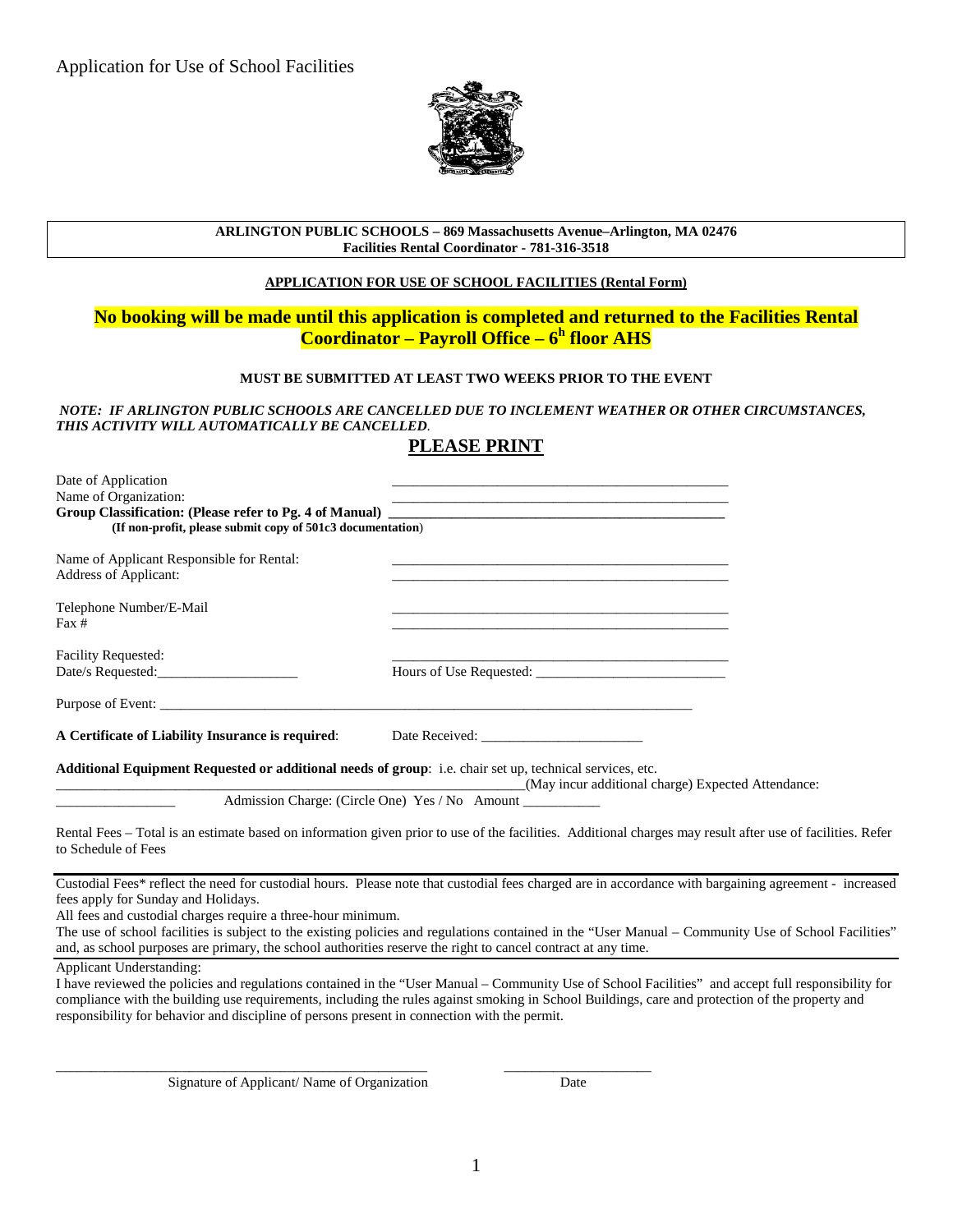Application for Use of School Facilities

**ARLINGTON PUBLIC SCHOOLS – 869 Massachusetts Avenue–Arlington, MA 02476**
**Facilities Rental Coordinator - 781-316-3518**

**APPLICATION FOR USE OF SCHOOL FACILITIES (Rental Form)**

**No booking will be made until this application is completed and returned to the Facilities Rental Coordinator – Payroll Office – 6h floor AHS**

**MUST BE SUBMITTED AT LEAST TWO WEEKS PRIOR TO THE EVENT**

***NOTE: IF ARLINGTON PUBLIC SCHOOLS ARE CANCELLED DUE TO INCLEMENT WEATHER OR OTHER CIRCUMSTANCES, THIS ACTIVITY WILL AUTOMATICALLY BE CANCELLED.***

## PLEASE PRINT

Date of Application ______________________________________________

Name of Organization: ______________________________________________

**Group Classification: (Please refer to Pg. 4 of Manual)** ______________________________________________

**(If non-profit, please submit copy of 501c3 documentation)**

Name of Applicant Responsible for Rental: ______________________________________________

Address of Applicant: ______________________________________________

Telephone Number/E-Mail ______________________________________________

Fax # ______________________________________________

Facility Requested: ______________________________________________

Date/s Requested:____________________ Hours of Use Requested: ___________________________

Purpose of Event: ______________________________________________________________________________

**A Certificate of Liability Insurance is required**: Date Received: _______________________

**Additional Equipment Requested or additional needs of group**: i.e. chair set up, technical services, etc.

_________________________________________________________________(May incur additional charge) Expected Attendance: _________________ Admission Charge: (Circle One) Yes / No Amount __________

Rental Fees – Total is an estimate based on information given prior to use of the facilities. Additional charges may result after use of facilities. Refer to Schedule of Fees

---

Custodial Fees* reflect the need for custodial hours. Please note that custodial fees charged are in accordance with bargaining agreement - increased fees apply for Sunday and Holidays.

All fees and custodial charges require a three-hour minimum.

The use of school facilities is subject to the existing policies and regulations contained in the "User Manual – Community Use of School Facilities" and, as school purposes are primary, the school authorities reserve the right to cancel contract at any time.

---

Applicant Understanding:

I have reviewed the policies and regulations contained in the "User Manual – Community Use of School Facilities" and accept full responsibility for compliance with the building use requirements, including the rules against smoking in School Buildings, care and protection of the property and responsibility for behavior and discipline of persons present in connection with the permit.

_____________________________________________________ _____________________

Signature of Applicant/ Name of Organization Date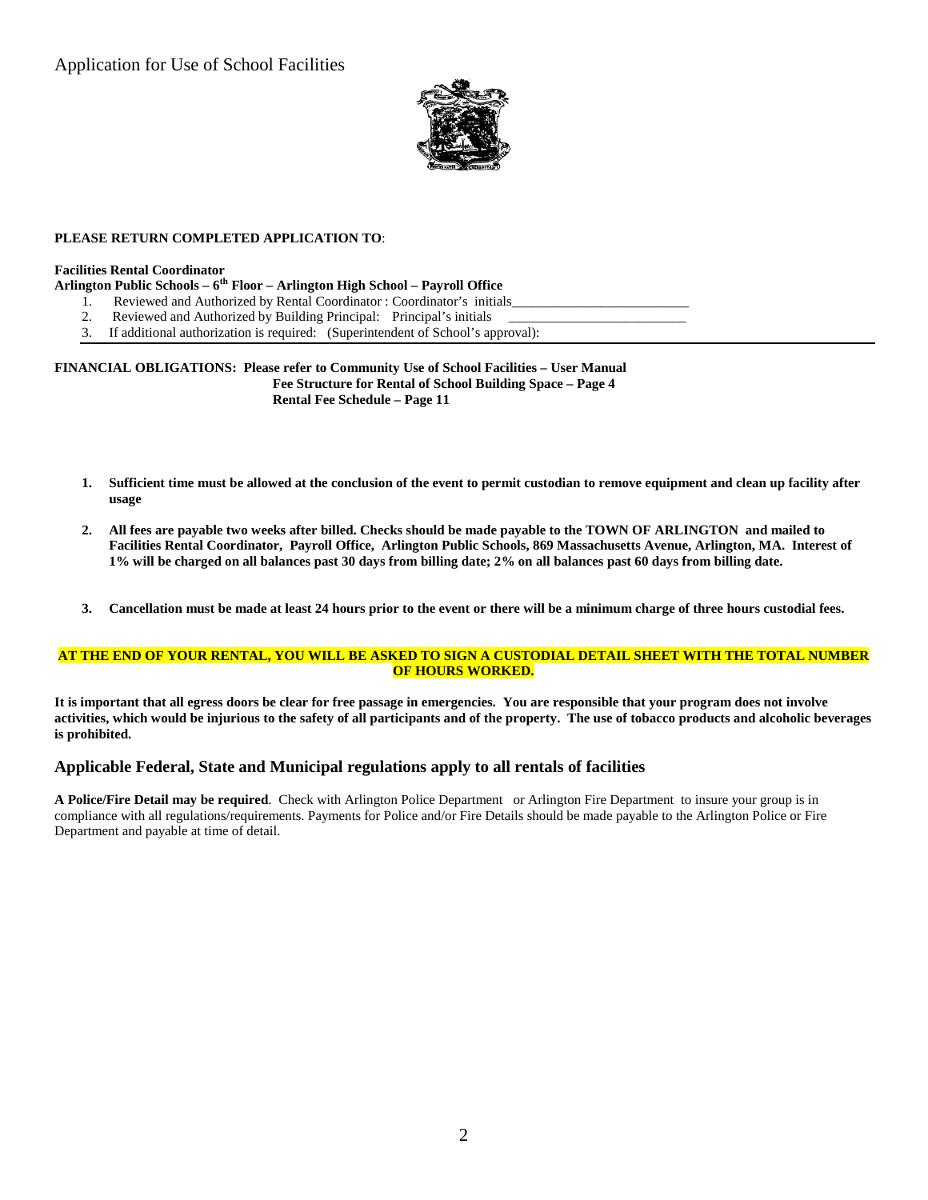Application for Use of School Facilities

**PLEASE RETURN COMPLETED APPLICATION TO**:

**Facilities Rental Coordinator**
**Arlington Public Schools – 6th Floor – Arlington High School – Payroll Office**

1. Reviewed and Authorized by Rental Coordinator : Coordinator's initials__________________________
2. Reviewed and Authorized by Building Principal: Principal's initials __________________________
3. If additional authorization is required: (Superintendent of School's approval):

---

**FINANCIAL OBLIGATIONS: Please refer to Community Use of School Facilities – User Manual**
**Fee Structure for Rental of School Building Space – Page 4**
**Rental Fee Schedule – Page 11**

1. **Sufficient time must be allowed at the conclusion of the event to permit custodian to remove equipment and clean up facility after usage**

2. **All fees are payable two weeks after billed. Checks should be made payable to the TOWN OF ARLINGTON and mailed to Facilities Rental Coordinator, Payroll Office, Arlington Public Schools, 869 Massachusetts Avenue, Arlington, MA. Interest of 1% will be charged on all balances past 30 days from billing date; 2% on all balances past 60 days from billing date.**

3. **Cancellation must be made at least 24 hours prior to the event or there will be a minimum charge of three hours custodial fees.**

**AT THE END OF YOUR RENTAL, YOU WILL BE ASKED TO SIGN A CUSTODIAL DETAIL SHEET WITH THE TOTAL NUMBER OF HOURS WORKED.**

**It is important that all egress doors be clear for free passage in emergencies. You are responsible that your program does not involve activities, which would be injurious to the safety of all participants and of the property. The use of tobacco products and alcoholic beverages is prohibited.**

## Applicable Federal, State and Municipal regulations apply to all rentals of facilities

**A Police/Fire Detail may be required**. Check with Arlington Police Department or Arlington Fire Department to insure your group is in compliance with all regulations/requirements. Payments for Police and/or Fire Details should be made payable to the Arlington Police or Fire Department and payable at time of detail.